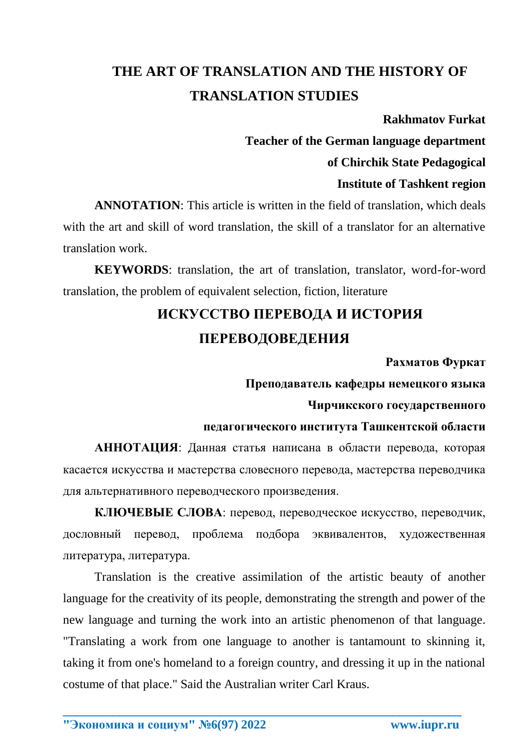# THE ART OF TRANSLATION AND THE HISTORY OF TRANSLATION STUDIES

**Rakhmatov Furkat**

**Teacher of the German language department**

**of Chirchik State Pedagogical**

**Institute of Tashkent region**

**ANNOTATION**: This article is written in the field of translation, which deals with the art and skill of word translation, the skill of a translator for an alternative translation work.

**KEYWORDS**: translation, the art of translation, translator, word-for-word translation, the problem of equivalent selection, fiction, literature

# ИСКУССТВО ПЕРЕВОДА И ИСТОРИЯ ПЕРЕВОДОВЕДЕНИЯ

**Рахматов Фуркат**

**Преподаватель кафедры немецкого языка**

**Чирчикского государственного**

**педагогического института Ташкентской области**

**АННОТАЦИЯ**: Данная статья написана в области перевода, которая касается искусства и мастерства словесного перевода, мастерства переводчика для альтернативного переводческого произведения.

**КЛЮЧЕВЫЕ СЛОВА**: перевод, переводческое искусство, переводчик, дословный перевод, проблема подбора эквивалентов, художественная литература, литература.

Translation is the creative assimilation of the artistic beauty of another language for the creativity of its people, demonstrating the strength and power of the new language and turning the work into an artistic phenomenon of that language. "Translating a work from one language to another is tantamount to skinning it, taking it from one's homeland to a foreign country, and dressing it up in the national costume of that place." Said the Australian writer Carl Kraus.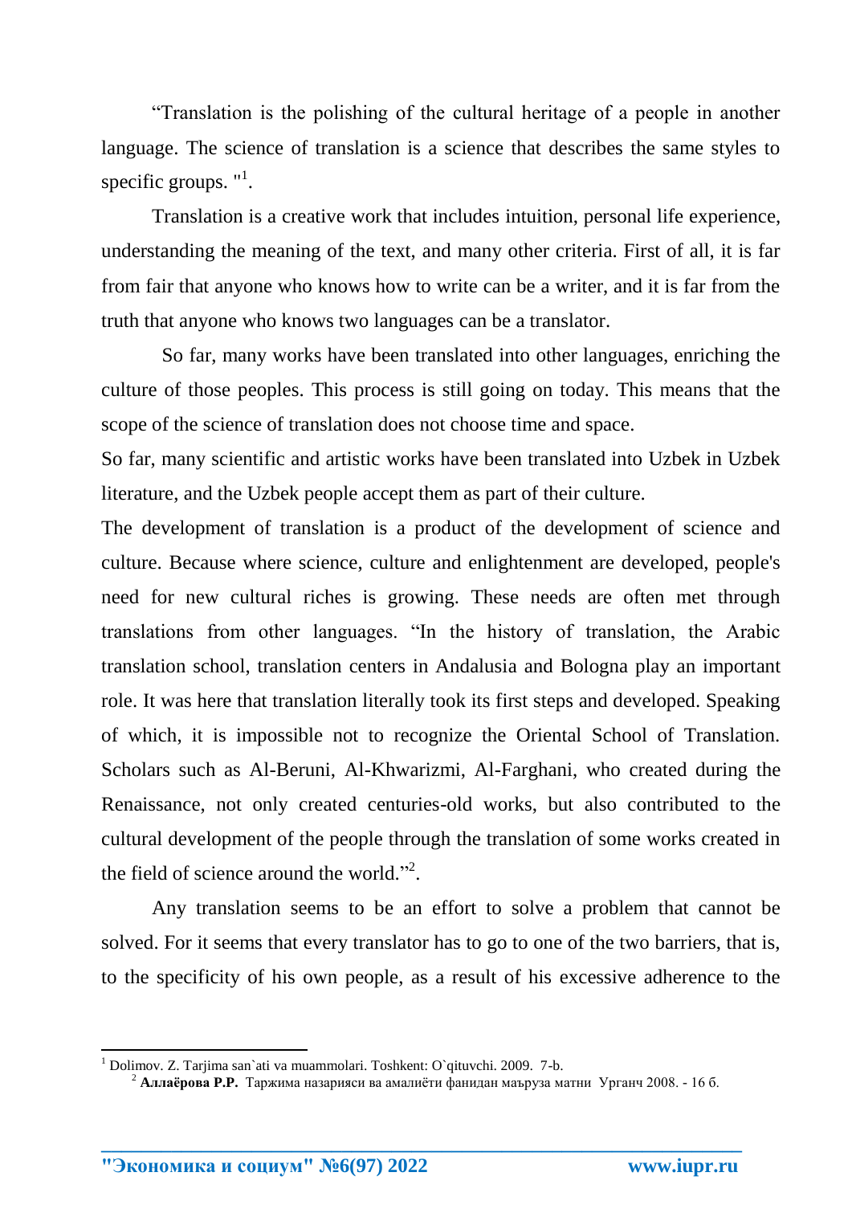"Translation is the polishing of the cultural heritage of a people in another language. The science of translation is a science that describes the same styles to specific groups. "[1].

Translation is a creative work that includes intuition, personal life experience, understanding the meaning of the text, and many other criteria. First of all, it is far from fair that anyone who knows how to write can be a writer, and it is far from the truth that anyone who knows two languages can be a translator.

So far, many works have been translated into other languages, enriching the culture of those peoples. This process is still going on today. This means that the scope of the science of translation does not choose time and space.

So far, many scientific and artistic works have been translated into Uzbek in Uzbek literature, and the Uzbek people accept them as part of their culture.

The development of translation is a product of the development of science and culture. Because where science, culture and enlightenment are developed, people's need for new cultural riches is growing. These needs are often met through translations from other languages. "In the history of translation, the Arabic translation school, translation centers in Andalusia and Bologna play an important role. It was here that translation literally took its first steps and developed. Speaking of which, it is impossible not to recognize the Oriental School of Translation. Scholars such as Al-Beruni, Al-Khwarizmi, Al-Farghani, who created during the Renaissance, not only created centuries-old works, but also contributed to the cultural development of the people through the translation of some works created in the field of science around the world."[2].

Any translation seems to be an effort to solve a problem that cannot be solved. For it seems that every translator has to go to one of the two barriers, that is, to the specificity of his own people, as a result of his excessive adherence to the

---

[1] Dolimov. Z. Tarjima san`ati va muammolari. Toshkent: O`qituvchi. 2009. 7-b.

[2] **Аллаёрова Р.Р.** Таржима назарияси ва амалиёти фанидан маъруза матни Урганч 2008. - 16 б.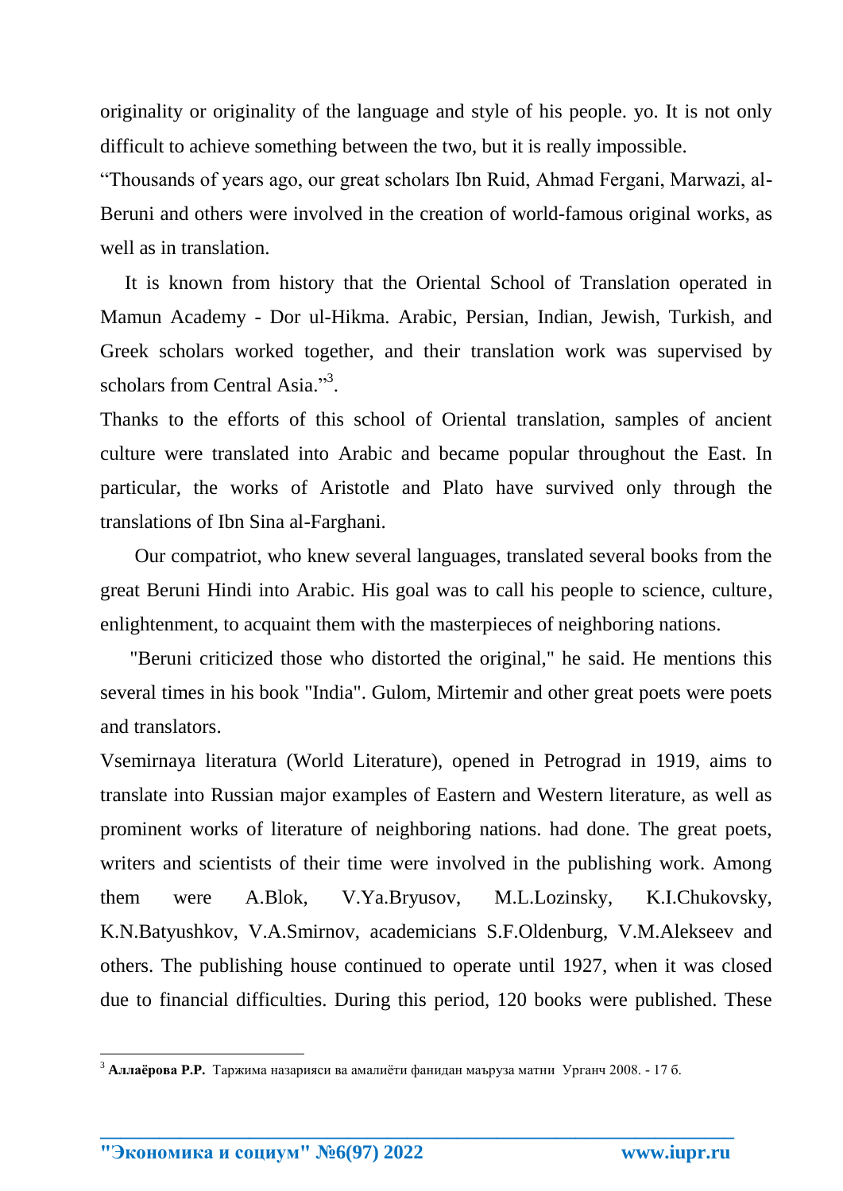originality or originality of the language and style of his people. yo. It is not only difficult to achieve something between the two, but it is really impossible.

“Thousands of years ago, our great scholars Ibn Ruid, Ahmad Fergani, Marwazi, al-Beruni and others were involved in the creation of world-famous original works, as well as in translation.

It is known from history that the Oriental School of Translation operated in Mamun Academy - Dor ul-Hikma. Arabic, Persian, Indian, Jewish, Turkish, and Greek scholars worked together, and their translation work was supervised by scholars from Central Asia.”[3].

Thanks to the efforts of this school of Oriental translation, samples of ancient culture were translated into Arabic and became popular throughout the East. In particular, the works of Aristotle and Plato have survived only through the translations of Ibn Sina al-Farghani.

Our compatriot, who knew several languages, translated several books from the great Beruni Hindi into Arabic. His goal was to call his people to science, culture, enlightenment, to acquaint them with the masterpieces of neighboring nations.

"Beruni criticized those who distorted the original," he said. He mentions this several times in his book "India". Gulom, Mirtemir and other great poets were poets and translators.

Vsemirnaya literatura (World Literature), opened in Petrograd in 1919, aims to translate into Russian major examples of Eastern and Western literature, as well as prominent works of literature of neighboring nations. had done. The great poets, writers and scientists of their time were involved in the publishing work. Among them were A.Blok, V.Ya.Bryusov, M.L.Lozinsky, K.I.Chukovsky, K.N.Batyushkov, V.A.Smirnov, academicians S.F.Oldenburg, V.M.Alekseev and others. The publishing house continued to operate until 1927, when it was closed due to financial difficulties. During this period, 120 books were published. These

---

[3] **Аллаёрова Р.Р.** Таржима назарияси ва амалиёти фанидан маъруза матни Урганч 2008. - 17 б.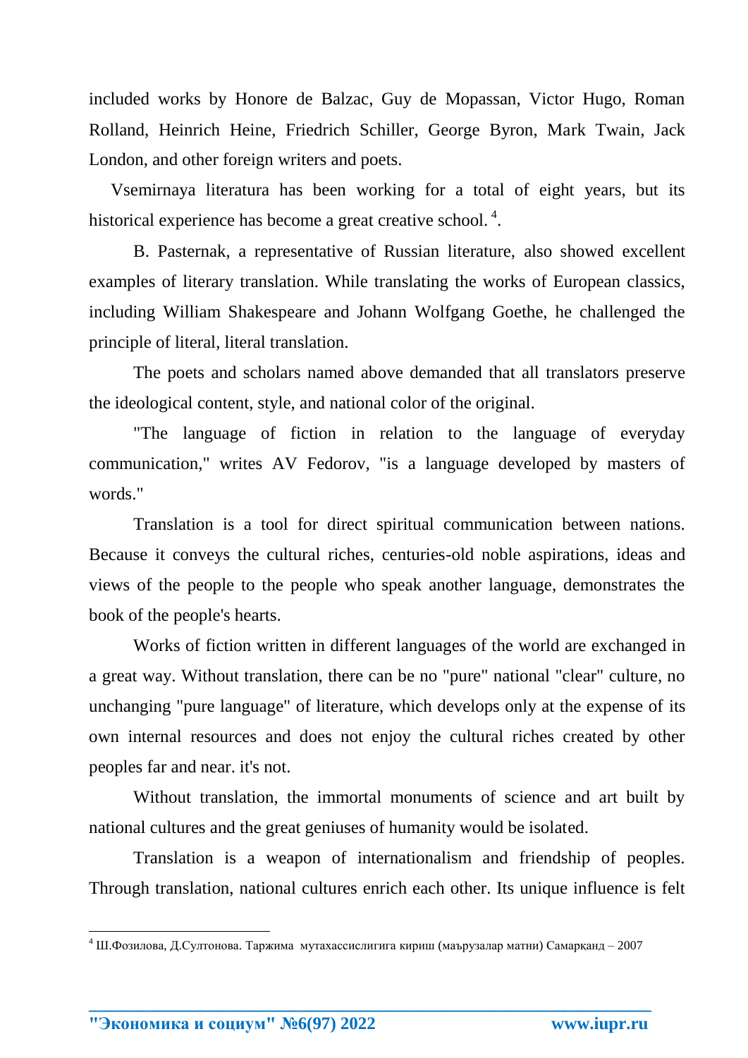included works by Honore de Balzac, Guy de Mopassan, Victor Hugo, Roman Rolland, Heinrich Heine, Friedrich Schiller, George Byron, Mark Twain, Jack London, and other foreign writers and poets.

Vsemirnaya literatura has been working for a total of eight years, but its historical experience has become a great creative school. [4].

B. Pasternak, a representative of Russian literature, also showed excellent examples of literary translation. While translating the works of European classics, including William Shakespeare and Johann Wolfgang Goethe, he challenged the principle of literal, literal translation.

The poets and scholars named above demanded that all translators preserve the ideological content, style, and national color of the original.

"The language of fiction in relation to the language of everyday communication," writes AV Fedorov, "is a language developed by masters of words."

Translation is a tool for direct spiritual communication between nations. Because it conveys the cultural riches, centuries-old noble aspirations, ideas and views of the people to the people who speak another language, demonstrates the book of the people's hearts.

Works of fiction written in different languages of the world are exchanged in a great way. Without translation, there can be no "pure" national "clear" culture, no unchanging "pure language" of literature, which develops only at the expense of its own internal resources and does not enjoy the cultural riches created by other peoples far and near. it's not.

Without translation, the immortal monuments of science and art built by national cultures and the great geniuses of humanity would be isolated.

Translation is a weapon of internationalism and friendship of peoples. Through translation, national cultures enrich each other. Its unique influence is felt

---

[4] Ш.Фозилова, Д.Султонова. Таржима мутахассислигига кириш (маърузалар матни) Самарқанд – 2007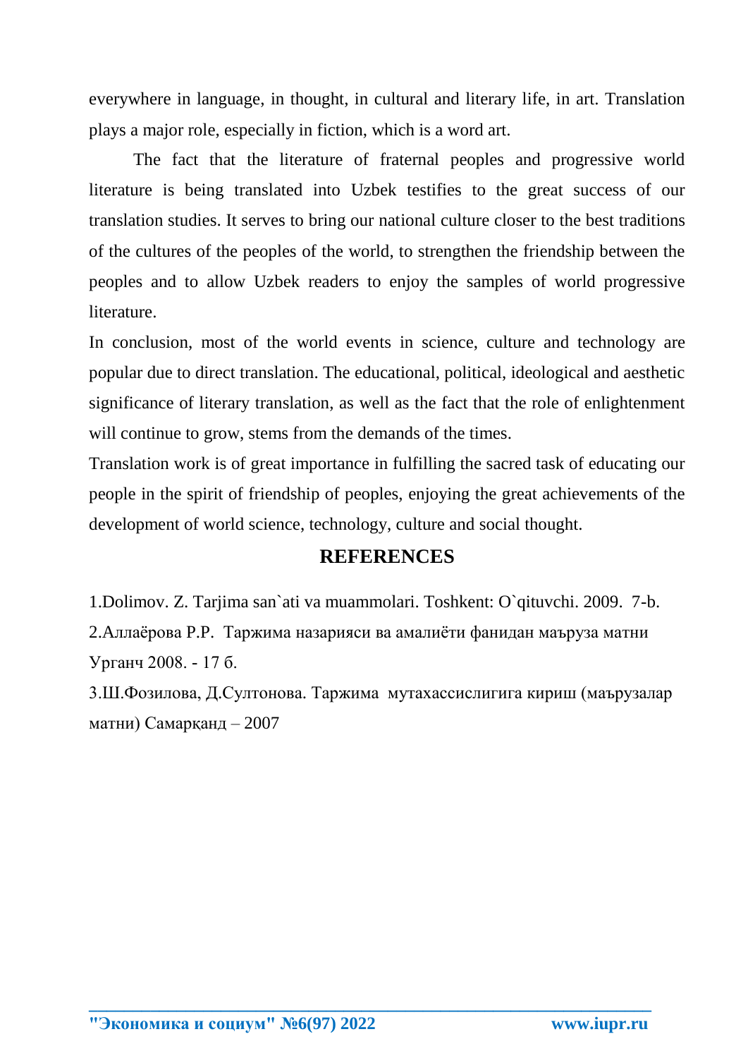everywhere in language, in thought, in cultural and literary life, in art. Translation plays a major role, especially in fiction, which is a word art.

The fact that the literature of fraternal peoples and progressive world literature is being translated into Uzbek testifies to the great success of our translation studies. It serves to bring our national culture closer to the best traditions of the cultures of the peoples of the world, to strengthen the friendship between the peoples and to allow Uzbek readers to enjoy the samples of world progressive literature.

In conclusion, most of the world events in science, culture and technology are popular due to direct translation. The educational, political, ideological and aesthetic significance of literary translation, as well as the fact that the role of enlightenment will continue to grow, stems from the demands of the times.

Translation work is of great importance in fulfilling the sacred task of educating our people in the spirit of friendship of peoples, enjoying the great achievements of the development of world science, technology, culture and social thought.

## REFERENCES

1.Dolimov. Z. Tarjima san`ati va muammolari. Toshkent: O`qituvchi. 2009. 7-b.

2.Аллаёрова Р.Р. Таржима назарияси ва амалиёти фанидан маъруза матни Урганч 2008. - 17 б.

3.Ш.Фозилова, Д.Султонова. Таржима мутахассислигига кириш (маърузалар матни) Самарқанд – 2007